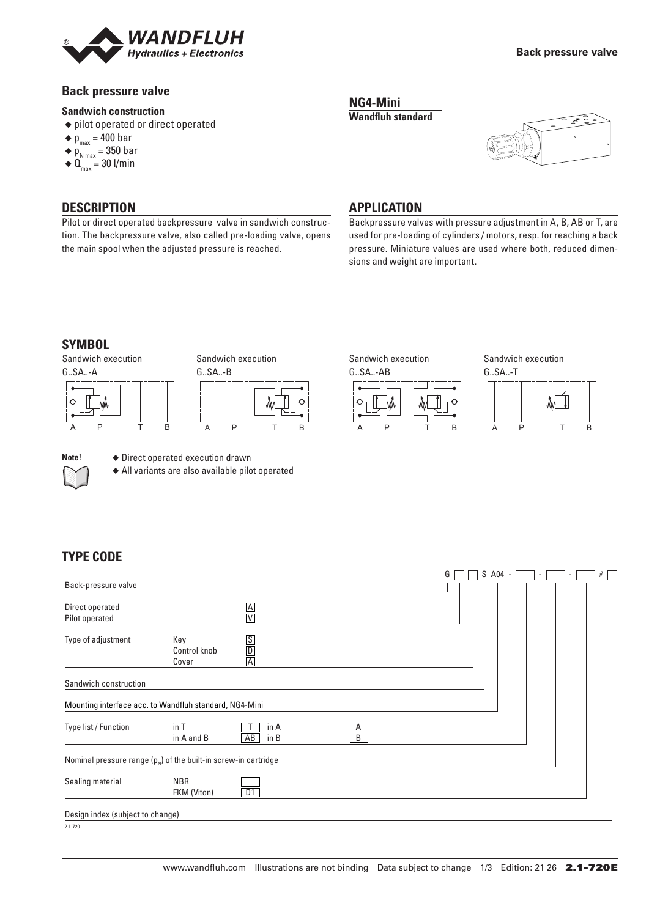# Back pressure valve

### Sandwich construction

- pilot operated or direct operated
- $p_{max}$ = 400 bar
- $p_{N\,max}$ = 350 bar
- $Q_{max}$ = 30 l/min

**NG4-Mini**
**Wandfluh standard**

## DESCRIPTION

Pilot or direct operated backpressure valve in sandwich construction. The backpressure valve, also called pre-loading valve, opens the main spool when the adjusted pressure is reached.

## APPLICATION

Backpressure valves with pressure adjustment in A, B, AB or T, are used for pre-loading of cylinders / motors, resp. for reaching a back pressure. Miniature values are used where both, reduced dimensions and weight are important.

## SYMBOL

Sandwich execution G..SA..-A

Sandwich execution G..SA..-B

Sandwich execution G..SA..-AB

Sandwich execution G..SA..-T

**Note!**
- Direct operated execution drawn
- All variants are also available pilot operated

## TYPE CODE

G [ ] [ ] S A04 - [ ] - [ ] - [ ] # [ ]

| | | | | |
|---|---|---|---|---|
| Back-pressure valve | | | | |
| Direct operated | | A | | |
| Pilot operated | | V | | |
| Type of adjustment | Key | S | | |
| | Control knob | D | | |
| | Cover | A | | |
| Sandwich construction | | | | |
| Mounting interface acc. to Wandfluh standard, NG4-Mini | | | | |
| Type list / Function | in T | T | in A | A |
| | in A and B | AB | in B | B |
| Nominal pressure range ($p_N$) of the built-in screw-in cartridge | | | | |
| Sealing material | NBR | | | |
| | FKM (Viton) | D1 | | |
| Design index (subject to change) | | | | |

2.1-720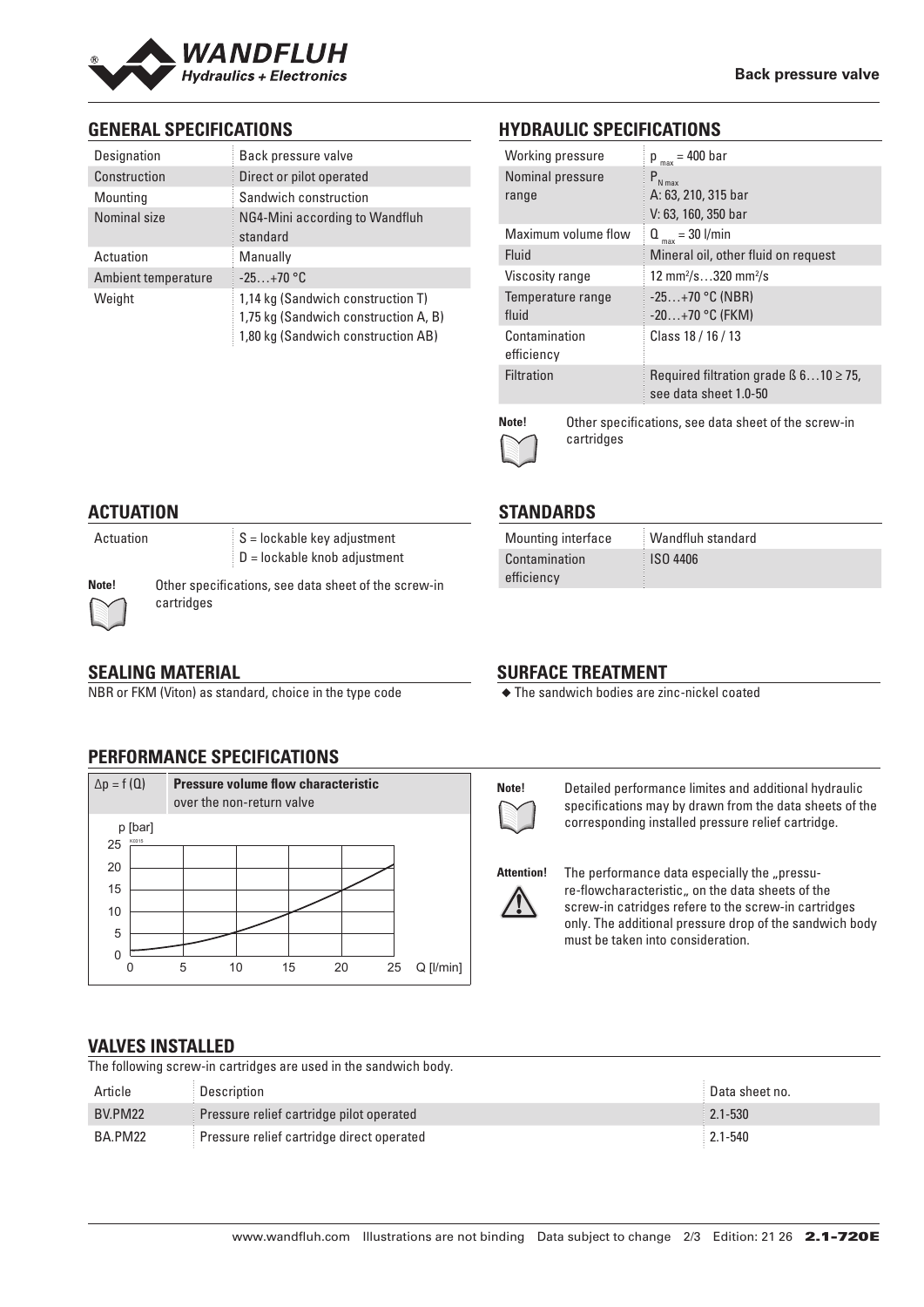## GENERAL SPECIFICATIONS

| | |
|---|---|
| Designation | Back pressure valve |
| Construction | Direct or pilot operated |
| Mounting | Sandwich construction |
| Nominal size | NG4-Mini according to Wandfluh standard |
| Actuation | Manually |
| Ambient temperature | -25…+70 °C |
| Weight | 1,14 kg (Sandwich construction T)<br>1,75 kg (Sandwich construction A, B)<br>1,80 kg (Sandwich construction AB) |

## HYDRAULIC SPECIFICATIONS

| | |
|---|---|
| Working pressure | $p_{max}$ = 400 bar |
| Nominal pressure range | $P_{N\,max}$<br>A: 63, 210, 315 bar<br>V: 63, 160, 350 bar |
| Maximum volume flow | $Q_{max}$ = 30 l/min |
| Fluid | Mineral oil, other fluid on request |
| Viscosity range | 12 mm²/s…320 mm²/s |
| Temperature range fluid | -25…+70 °C (NBR)<br>-20…+70 °C (FKM) |
| Contamination efficiency | Class 18 / 16 / 13 |
| Filtration | Required filtration grade ß 6…10 ≥ 75, see data sheet 1.0-50 |

**Note!** Other specifications, see data sheet of the screw-in cartridges

## ACTUATION

| | |
|---|---|
| Actuation | S = lockable key adjustment<br>D = lockable knob adjustment |

**Note!** Other specifications, see data sheet of the screw-in cartridges

## STANDARDS

| | |
|---|---|
| Mounting interface | Wandfluh standard |
| Contamination efficiency | ISO 4406 |

## SEALING MATERIAL

NBR or FKM (Viton) as standard, choice in the type code

## SURFACE TREATMENT

- The sandwich bodies are zinc-nickel coated

## PERFORMANCE SPECIFICATIONS

$\Delta p = f(Q)$ **Pressure volume flow characteristic** over the non-return valve

**Note!** Detailed performance limites and additional hydraulic specifications may by drawn from the data sheets of the corresponding installed pressure relief cartridge.

**Attention!** The performance data especially the „pressure-flowcharacteristic„ on the data sheets of the screw-in catridges refere to the screw-in cartridges only. The additional pressure drop of the sandwich body must be taken into consideration.

## VALVES INSTALLED

The following screw-in cartridges are used in the sandwich body.

| Article | Description | Data sheet no. |
|---|---|---|
| BV.PM22 | Pressure relief cartridge pilot operated | 2.1-530 |
| BA.PM22 | Pressure relief cartridge direct operated | 2.1-540 |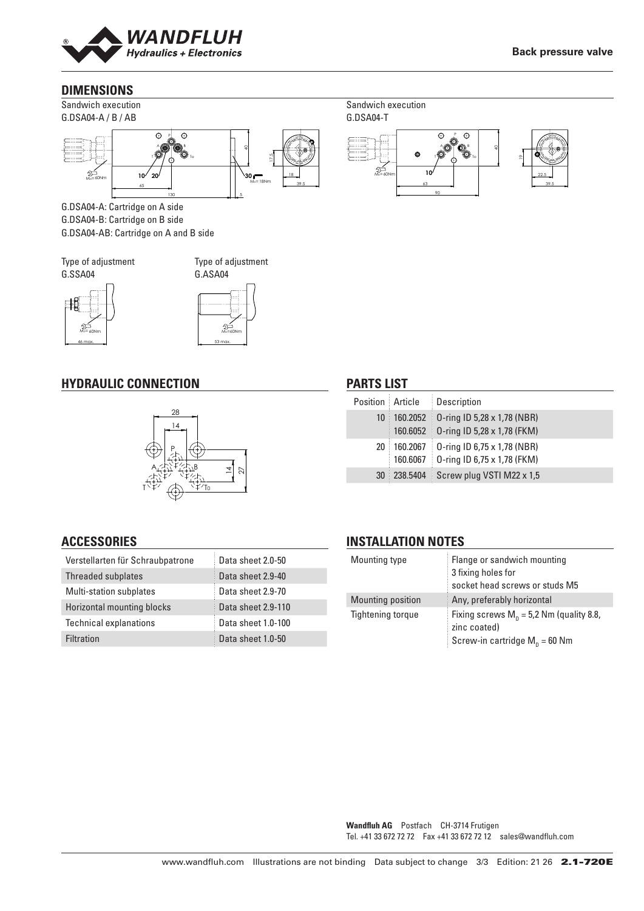## DIMENSIONS

Sandwich execution
G.DSA04-A / B / AB

M_D= 60Nm
10
20
30
M_D= 18Nm
65
130
5
40
17.5
18
39.5

G.DSA04-A: Cartridge on A side
G.DSA04-B: Cartridge on B side
G.DSA04-AB: Cartridge on A and B side

Sandwich execution
G.DSA04-T

M_D= 60Nm
10
63
90
40
19
22.5
39.5

Type of adjustment
G.SSA04

M_D= 60Nm
46 max.

Type of adjustment
G.ASA04

M_D=60Nm
53 max.

## HYDRAULIC CONNECTION

28
14
P
A
B
T
To
14
27

## PARTS LIST

| Position | Article | Description |
|---|---|---|
| 10 | 160.2052<br>160.6052 | O-ring ID 5,28 x 1,78 (NBR)<br>O-ring ID 5,28 x 1,78 (FKM) |
| 20 | 160.2067<br>160.6067 | O-ring ID 6,75 x 1,78 (NBR)<br>O-ring ID 6,75 x 1,78 (FKM) |
| 30 | 238.5404 | Screw plug VSTI M22 x 1,5 |

## ACCESSORIES

| | |
|---|---|
| Verstellarten für Schraubpatrone | Data sheet 2.0-50 |
| Threaded subplates | Data sheet 2.9-40 |
| Multi-station subplates | Data sheet 2.9-70 |
| Horizontal mounting blocks | Data sheet 2.9-110 |
| Technical explanations | Data sheet 1.0-100 |
| Filtration | Data sheet 1.0-50 |

## INSTALLATION NOTES

| | |
|---|---|
| Mounting type | Flange or sandwich mounting<br>3 fixing holes for<br>socket head screws or studs M5 |
| Mounting position | Any, preferably horizontal |
| Tightening torque | Fixing screws $M_D$ = 5,2 Nm (quality 8.8, zinc coated)<br>Screw-in cartridge $M_D$ = 60 Nm |

**Wandfluh AG** Postfach CH-3714 Frutigen
Tel. +41 33 672 72 72 Fax +41 33 672 72 12 sales@wandfluh.com